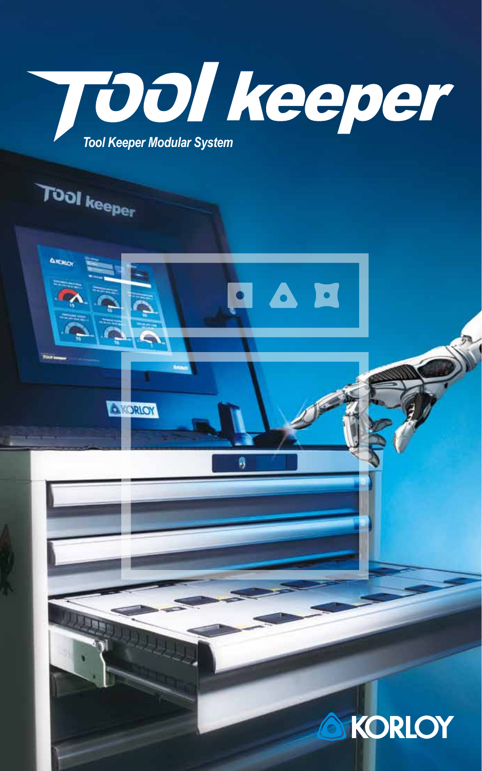# Tool keeper

*Tool Keeper Modular System*

KORLOY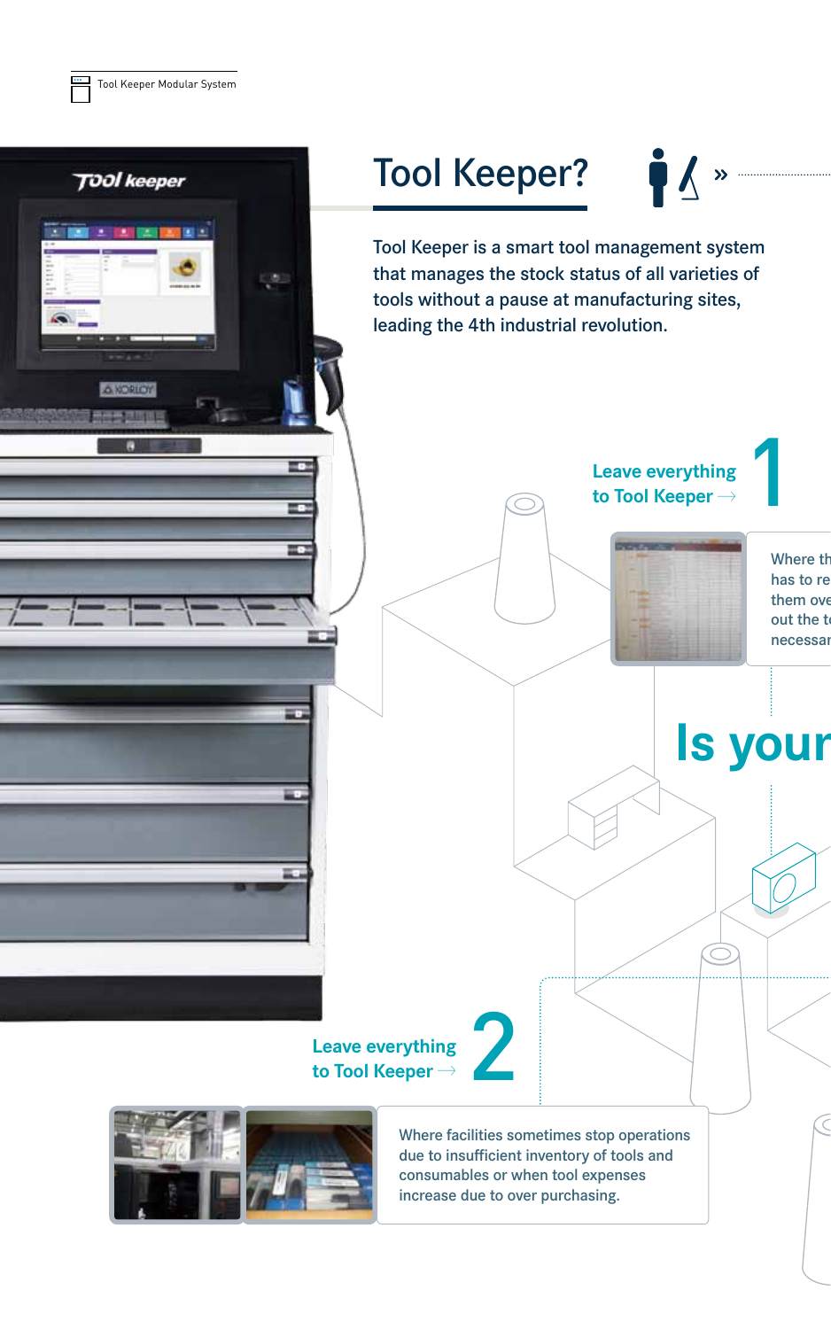# Tool Keeper?

Tool Keeper is a smart tool management system that manages the stock status of all varieties of tools without a pause at manufacturing sites, leading the 4th industrial revolution.

## Leave everything to Tool Keeper → 1

Where th
has to re
them ove
out the t
necessar

# Is your

## Leave everything to Tool Keeper → 2

Where facilities sometimes stop operations due to insufficient inventory of tools and consumables or when tool expenses increase due to over purchasing.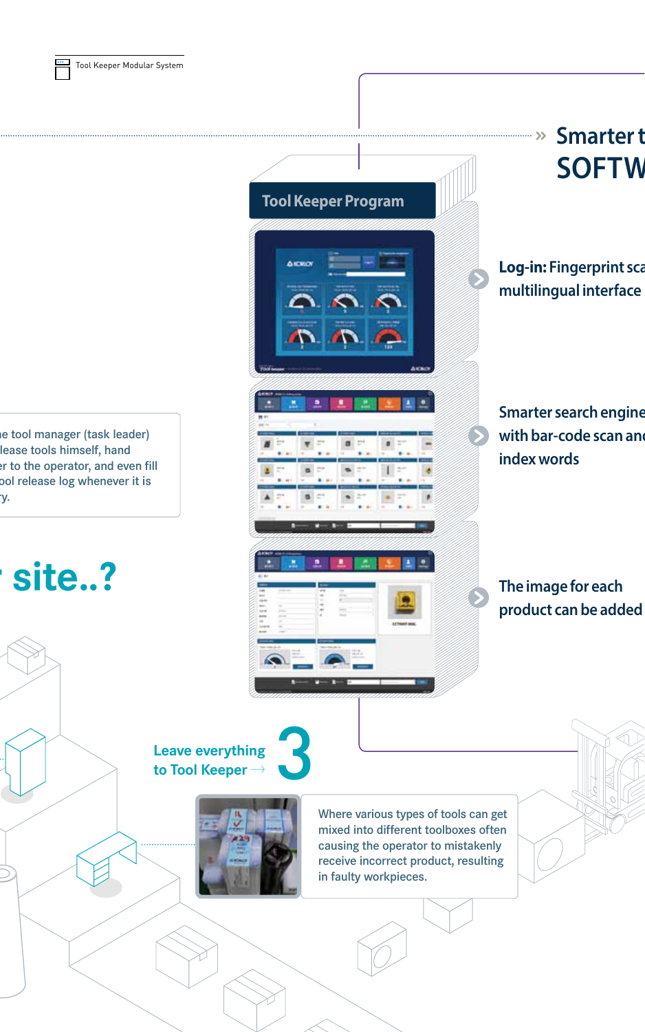» Smarter t
SOFTW

## Tool Keeper Program

**Log-in:** Fingerprint sca
multilingual interface

Smarter search engine
with bar-code scan and
index words

The image for each
product can be added

e tool manager (task leader)
lease tools himself, hand
er to the operator, and even fill
ool release log whenever it is
ry.

site..?

Leave everything
to Tool Keeper → **3**

Where various types of tools can get mixed into different toolboxes often causing the operator to mistakenly receive incorrect product, resulting in faulty workpieces.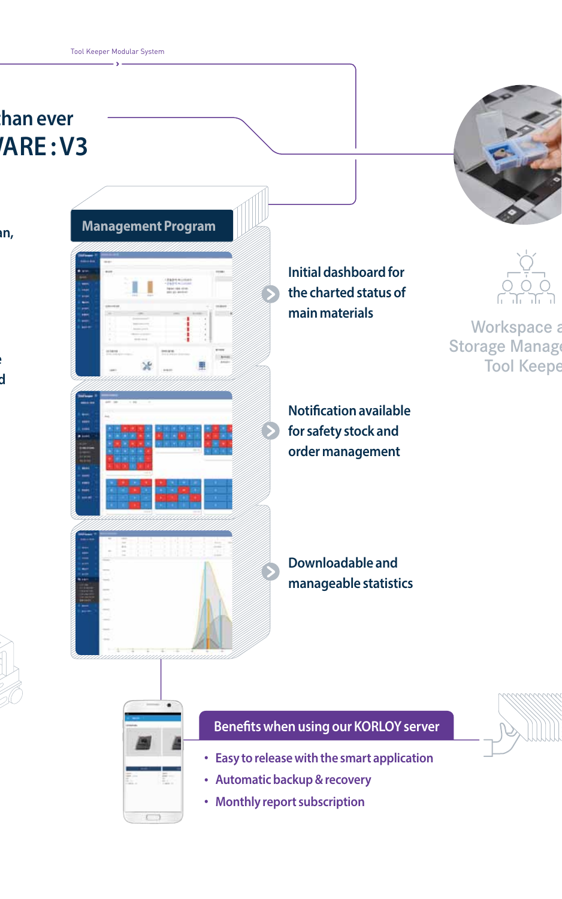han ever

ARE : V3

an,

e

d

## Management Program

Initial dashboard for the charted status of main materials

Notification available for safety stock and order management

Downloadable and manageable statistics

Workspace a
Storage Manage
Tool Keepe

### Benefits when using our KORLOY server

- Easy to release with the smart application
- Automatic backup & recovery
- Monthly report subscription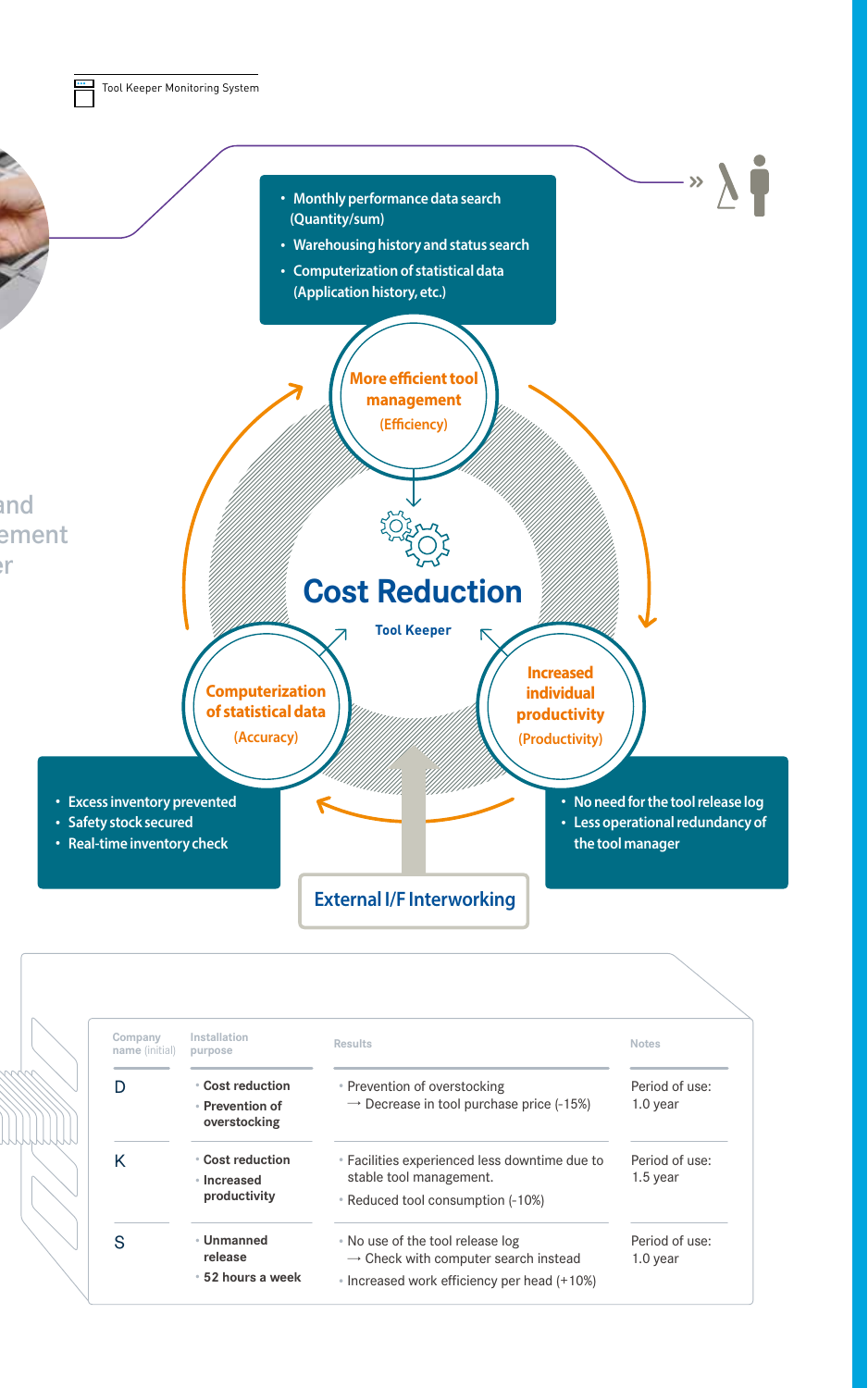**More efficient tool management** (Efficiency)

- Monthly performance data search (Quantity/sum)
- Warehousing history and status search
- Computerization of statistical data (Application history, etc.)

# Cost Reduction

**Tool Keeper**

**Computerization of statistical data** (Accuracy)

- Excess inventory prevented
- Safety stock secured
- Real-time inventory check

**Increased individual productivity** (Productivity)

- No need for the tool release log
- Less operational redundancy of the tool manager

**External I/F Interworking**

| Company name (initial) | Installation purpose | Results | Notes |
|---|---|---|---|
| D | · Cost reduction<br>· Prevention of overstocking | · Prevention of overstocking<br>→ Decrease in tool purchase price (-15%) | Period of use: 1.0 year |
| K | · Cost reduction<br>· Increased productivity | · Facilities experienced less downtime due to stable tool management.<br>· Reduced tool consumption (-10%) | Period of use: 1.5 year |
| S | · Unmanned release<br>· 52 hours a week | · No use of the tool release log<br>→ Check with computer search instead<br>· Increased work efficiency per head (+10%) | Period of use: 1.0 year |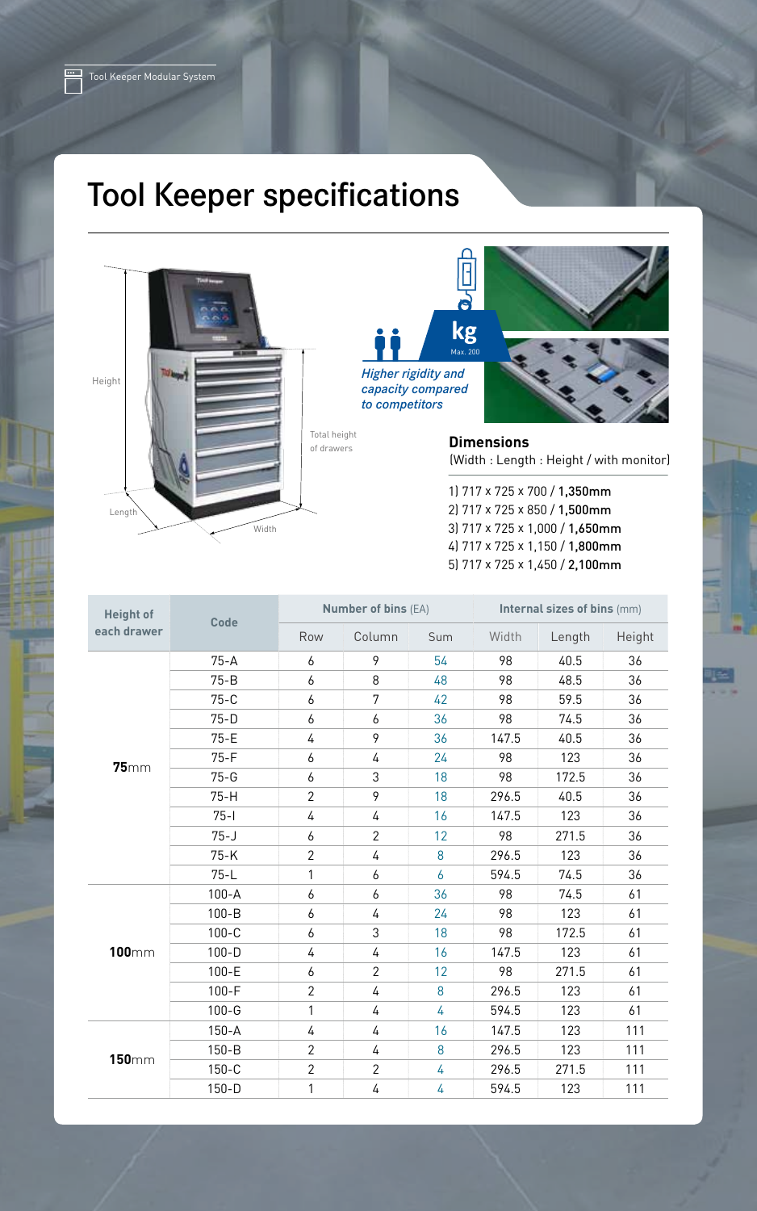# Tool Keeper specifications

Height

Total height of drawers

Length

Width

kg
Max. 200

*Higher rigidity and capacity compared to competitors*

**Dimensions**
(Width : Length : Height / with monitor)

1) 717 x 725 x 700 / **1,350mm**
2) 717 x 725 x 850 / **1,500mm**
3) 717 x 725 x 1,000 / **1,650mm**
4) 717 x 725 x 1,150 / **1,800mm**
5) 717 x 725 x 1,450 / **2,100mm**

| Height of each drawer | Code | Number of bins (EA) | | | Internal sizes of bins (mm) | | |
|---|---|---|---|---|---|---|---|
| | | Row | Column | Sum | Width | Length | Height |
| **75**mm | 75-A | 6 | 9 | 54 | 98 | 40.5 | 36 |
| | 75-B | 6 | 8 | 48 | 98 | 48.5 | 36 |
| | 75-C | 6 | 7 | 42 | 98 | 59.5 | 36 |
| | 75-D | 6 | 6 | 36 | 98 | 74.5 | 36 |
| | 75-E | 4 | 9 | 36 | 147.5 | 40.5 | 36 |
| | 75-F | 6 | 4 | 24 | 98 | 123 | 36 |
| | 75-G | 6 | 3 | 18 | 98 | 172.5 | 36 |
| | 75-H | 2 | 9 | 18 | 296.5 | 40.5 | 36 |
| | 75-I | 4 | 4 | 16 | 147.5 | 123 | 36 |
| | 75-J | 6 | 2 | 12 | 98 | 271.5 | 36 |
| | 75-K | 2 | 4 | 8 | 296.5 | 123 | 36 |
| | 75-L | 1 | 6 | 6 | 594.5 | 74.5 | 36 |
| **100**mm | 100-A | 6 | 6 | 36 | 98 | 74.5 | 61 |
| | 100-B | 6 | 4 | 24 | 98 | 123 | 61 |
| | 100-C | 6 | 3 | 18 | 98 | 172.5 | 61 |
| | 100-D | 4 | 4 | 16 | 147.5 | 123 | 61 |
| | 100-E | 6 | 2 | 12 | 98 | 271.5 | 61 |
| | 100-F | 2 | 4 | 8 | 296.5 | 123 | 61 |
| | 100-G | 1 | 4 | 4 | 594.5 | 123 | 61 |
| **150**mm | 150-A | 4 | 4 | 16 | 147.5 | 123 | 111 |
| | 150-B | 2 | 4 | 8 | 296.5 | 123 | 111 |
| | 150-C | 2 | 2 | 4 | 296.5 | 271.5 | 111 |
| | 150-D | 1 | 4 | 4 | 594.5 | 123 | 111 |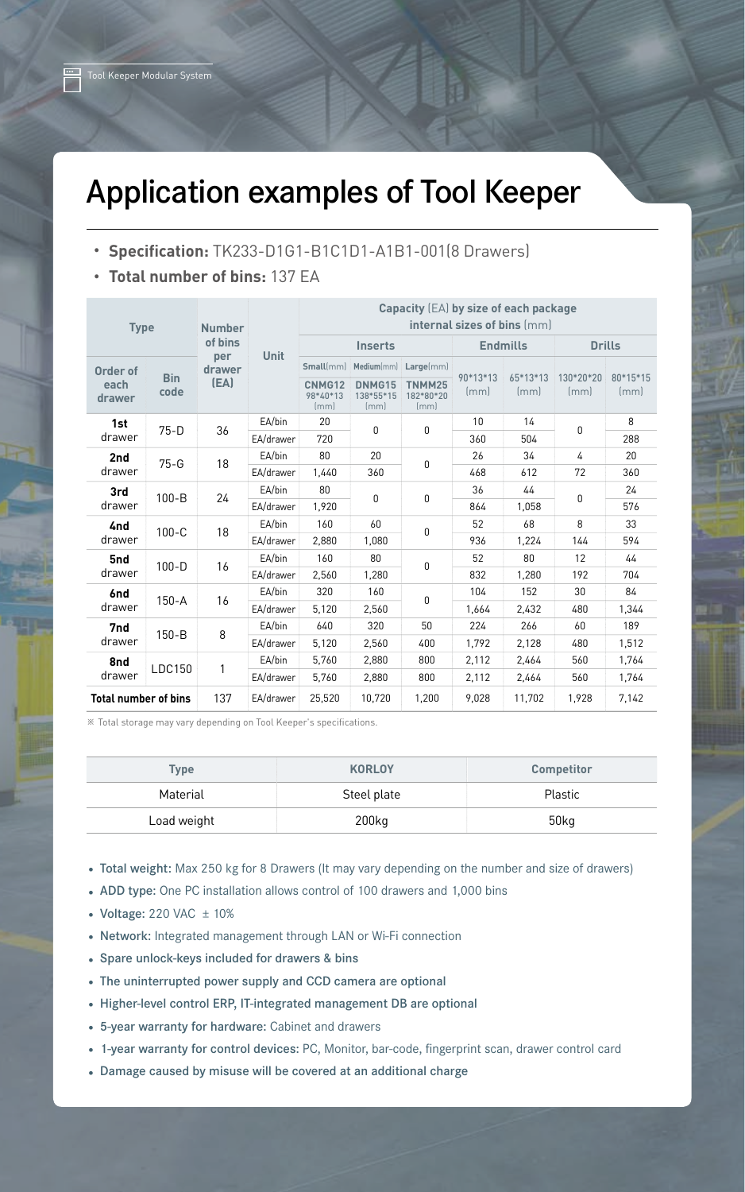# Application examples of Tool Keeper

- **Specification:** TK233-D1G1-B1C1D1-A1B1-001(8 Drawers)
- **Total number of bins:** 137 EA

| Type | | Number of bins per drawer (EA) | Unit | Capacity (EA) by size of each package internal sizes of bins (mm) | | | | | | |
|---|---|---|---|---|---|---|---|---|---|---|
| | | | | Inserts | | | Endmills | | Drills | |
| Order of each drawer | Bin code | | | Small(mm) CNMG12 98*40*13 (mm) | Medium(mm) DNMG15 138*55*15 (mm) | Large(mm) TNMM25 182*80*20 (mm) | 90*13*13 (mm) | 65*13*13 (mm) | 130*20*20 (mm) | 80*15*15 (mm) |
| 1st drawer | 75-D | 36 | EA/bin | 20 | 0 | 0 | 10 | 14 | 0 | 8 |
| | | | EA/drawer | 720 | | | 360 | 504 | | 288 |
| 2nd drawer | 75-G | 18 | EA/bin | 80 | 20 | 0 | 26 | 34 | 4 | 20 |
| | | | EA/drawer | 1,440 | 360 | | 468 | 612 | 72 | 360 |
| 3rd drawer | 100-B | 24 | EA/bin | 80 | 0 | 0 | 36 | 44 | 0 | 24 |
| | | | EA/drawer | 1,920 | | | 864 | 1,058 | | 576 |
| 4nd drawer | 100-C | 18 | EA/bin | 160 | 60 | 0 | 52 | 68 | 8 | 33 |
| | | | EA/drawer | 2,880 | 1,080 | | 936 | 1,224 | 144 | 594 |
| 5nd drawer | 100-D | 16 | EA/bin | 160 | 80 | 0 | 52 | 80 | 12 | 44 |
| | | | EA/drawer | 2,560 | 1,280 | | 832 | 1,280 | 192 | 704 |
| 6nd drawer | 150-A | 16 | EA/bin | 320 | 160 | 0 | 104 | 152 | 30 | 84 |
| | | | EA/drawer | 5,120 | 2,560 | | 1,664 | 2,432 | 480 | 1,344 |
| 7nd drawer | 150-B | 8 | EA/bin | 640 | 320 | 50 | 224 | 266 | 60 | 189 |
| | | | EA/drawer | 5,120 | 2,560 | 400 | 1,792 | 2,128 | 480 | 1,512 |
| 8nd drawer | LDC150 | 1 | EA/bin | 5,760 | 2,880 | 800 | 2,112 | 2,464 | 560 | 1,764 |
| | | | EA/drawer | 5,760 | 2,880 | 800 | 2,112 | 2,464 | 560 | 1,764 |
| **Total number of bins** | | 137 | EA/drawer | 25,520 | 10,720 | 1,200 | 9,028 | 11,702 | 1,928 | 7,142 |

※ Total storage may vary depending on Tool Keeper's specifications.

| Type | KORLOY | Competitor |
|---|---|---|
| Material | Steel plate | Plastic |
| Load weight | 200kg | 50kg |

- Total weight: Max 250 kg for 8 Drawers (It may vary depending on the number and size of drawers)
- ADD type: One PC installation allows control of 100 drawers and 1,000 bins
- Voltage: 220 VAC ± 10%
- Network: Integrated management through LAN or Wi-Fi connection
- Spare unlock-keys included for drawers & bins
- The uninterrupted power supply and CCD camera are optional
- Higher-level control ERP, IT-integrated management DB are optional
- 5-year warranty for hardware: Cabinet and drawers
- 1-year warranty for control devices: PC, Monitor, bar-code, fingerprint scan, drawer control card
- Damage caused by misuse will be covered at an additional charge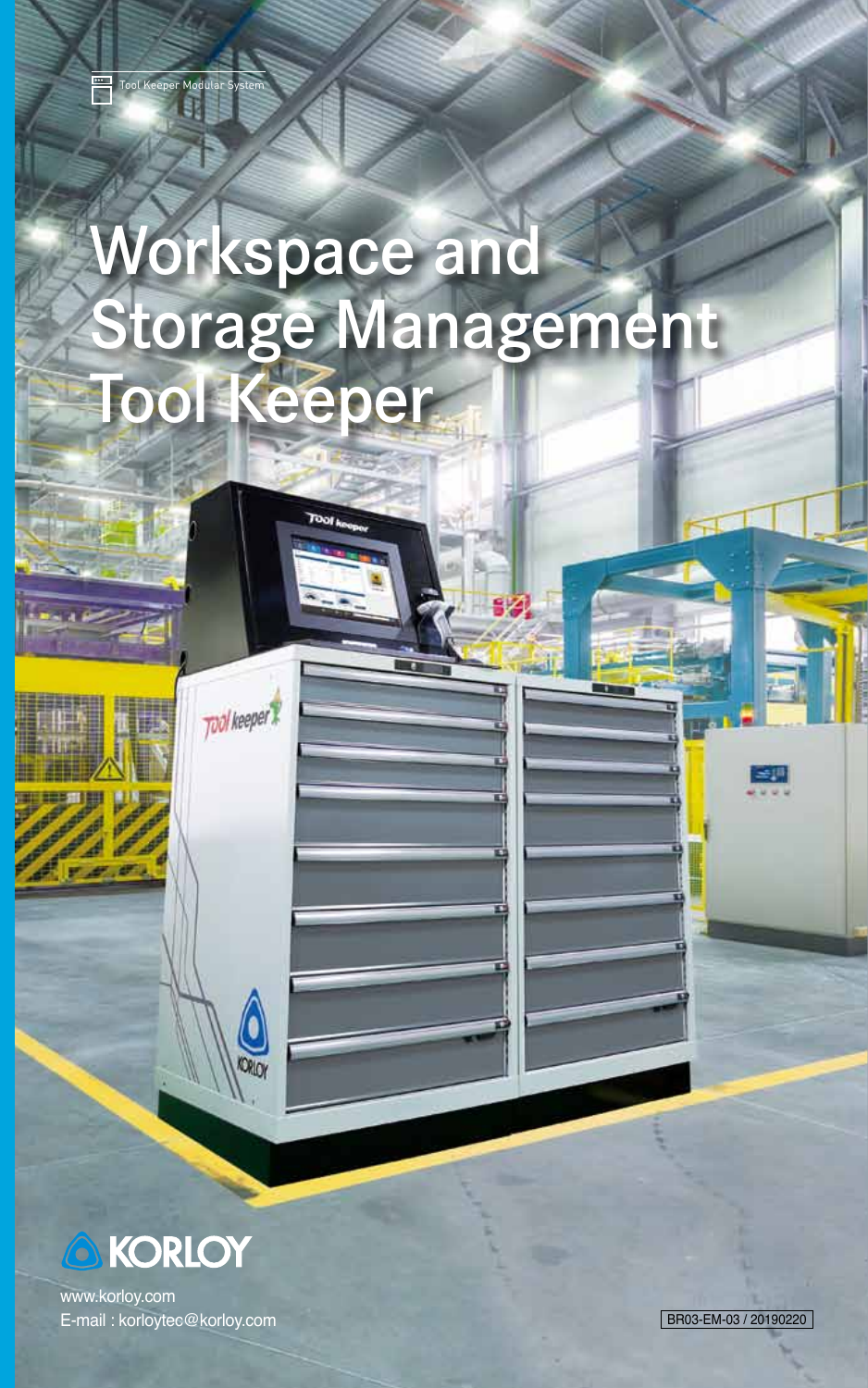Tool Keeper Modular System

# Workspace and Storage Management Tool Keeper

KORLOY

www.korloy.com
E-mail : korloytec@korloy.com

BR03-EM-03 / 20190220